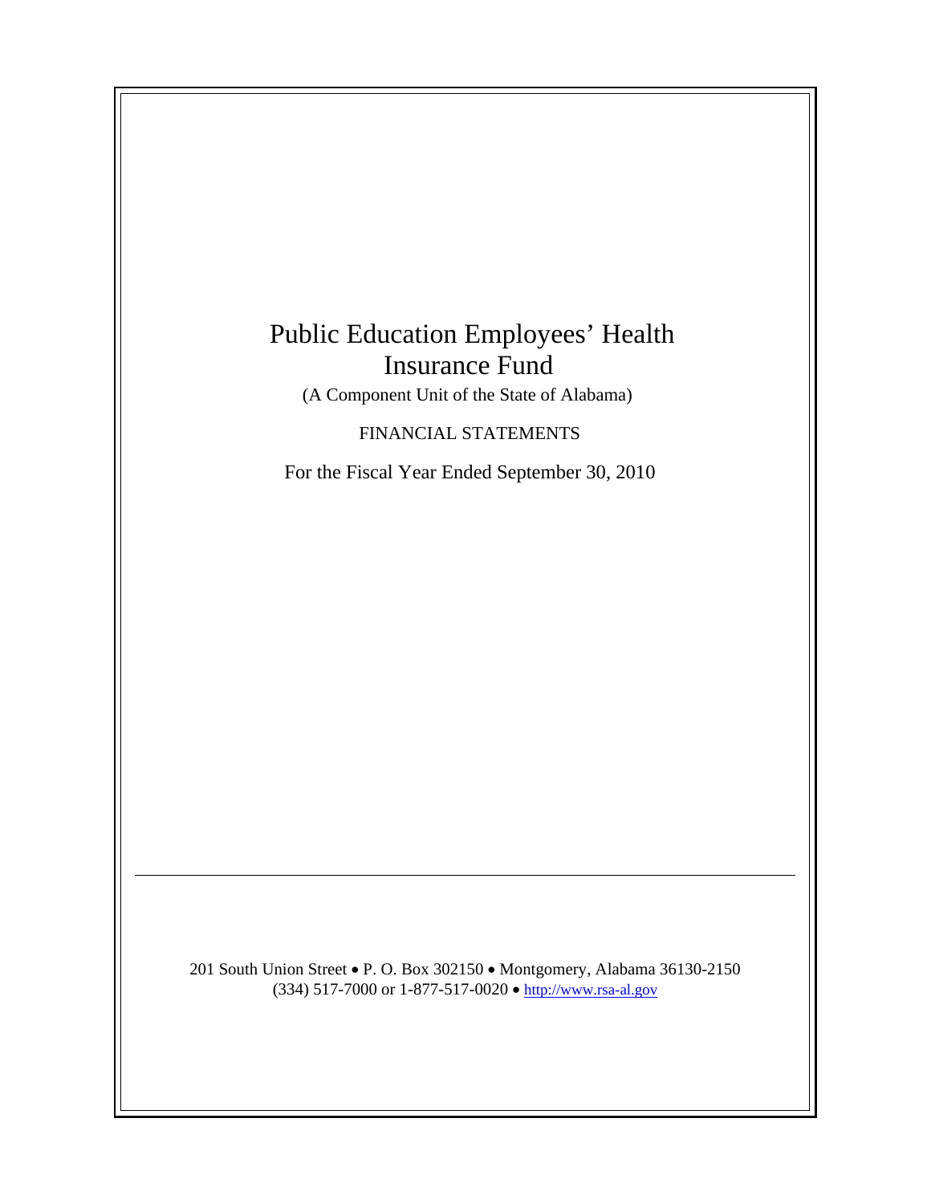# Public Education Employees' Health Insurance Fund

(A Component Unit of the State of Alabama)

FINANCIAL STATEMENTS

For the Fiscal Year Ended September 30, 2010

---

201 South Union Street • P. O. Box 302150 • Montgomery, Alabama 36130-2150
(334) 517-7000 or 1-877-517-0020 • http://www.rsa-al.gov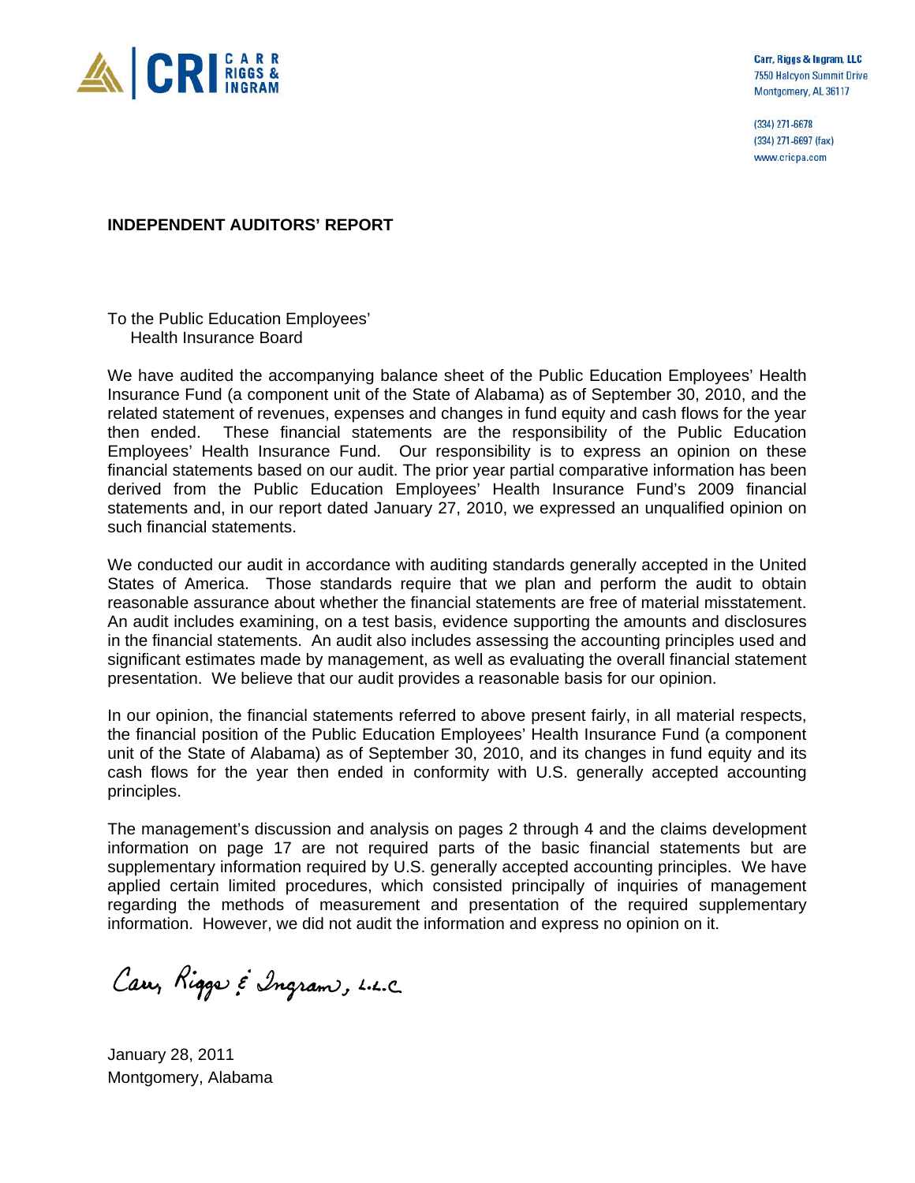Carr, Riggs & Ingram, LLC
7550 Halcyon Summit Drive
Montgomery, AL 36117

(334) 271-6678
(334) 271-6697 (fax)
www.cricpa.com

**INDEPENDENT AUDITORS' REPORT**

To the Public Education Employees'
Health Insurance Board

We have audited the accompanying balance sheet of the Public Education Employees' Health Insurance Fund (a component unit of the State of Alabama) as of September 30, 2010, and the related statement of revenues, expenses and changes in fund equity and cash flows for the year then ended. These financial statements are the responsibility of the Public Education Employees' Health Insurance Fund. Our responsibility is to express an opinion on these financial statements based on our audit. The prior year partial comparative information has been derived from the Public Education Employees' Health Insurance Fund's 2009 financial statements and, in our report dated January 27, 2010, we expressed an unqualified opinion on such financial statements.

We conducted our audit in accordance with auditing standards generally accepted in the United States of America. Those standards require that we plan and perform the audit to obtain reasonable assurance about whether the financial statements are free of material misstatement. An audit includes examining, on a test basis, evidence supporting the amounts and disclosures in the financial statements. An audit also includes assessing the accounting principles used and significant estimates made by management, as well as evaluating the overall financial statement presentation. We believe that our audit provides a reasonable basis for our opinion.

In our opinion, the financial statements referred to above present fairly, in all material respects, the financial position of the Public Education Employees' Health Insurance Fund (a component unit of the State of Alabama) as of September 30, 2010, and its changes in fund equity and its cash flows for the year then ended in conformity with U.S. generally accepted accounting principles.

The management's discussion and analysis on pages 2 through 4 and the claims development information on page 17 are not required parts of the basic financial statements but are supplementary information required by U.S. generally accepted accounting principles. We have applied certain limited procedures, which consisted principally of inquiries of management regarding the methods of measurement and presentation of the required supplementary information. However, we did not audit the information and express no opinion on it.

Carr, Riggs & Ingram, L.L.C.

January 28, 2011
Montgomery, Alabama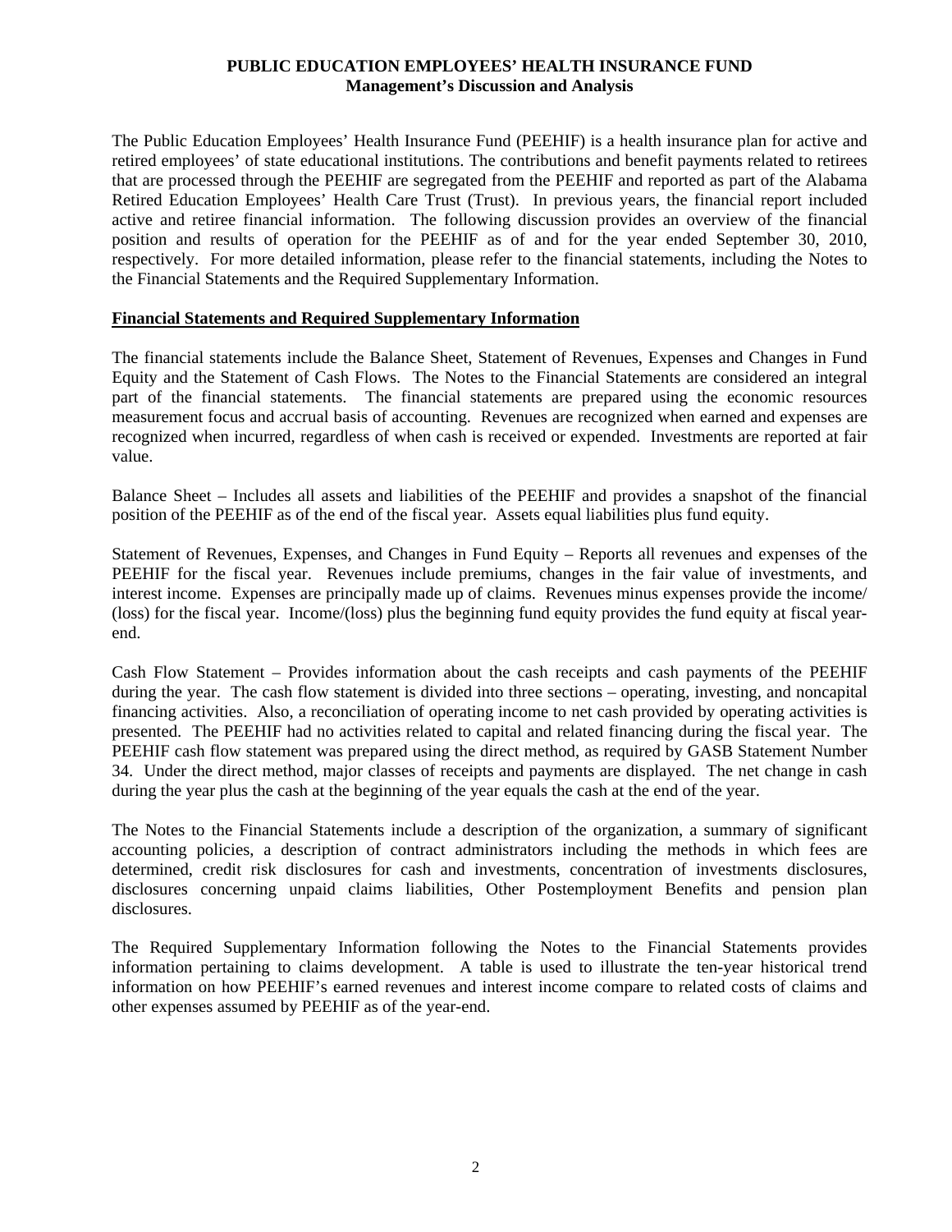# PUBLIC EDUCATION EMPLOYEES' HEALTH INSURANCE FUND

## Management's Discussion and Analysis

The Public Education Employees' Health Insurance Fund (PEEHIF) is a health insurance plan for active and retired employees' of state educational institutions. The contributions and benefit payments related to retirees that are processed through the PEEHIF are segregated from the PEEHIF and reported as part of the Alabama Retired Education Employees' Health Care Trust (Trust). In previous years, the financial report included active and retiree financial information. The following discussion provides an overview of the financial position and results of operation for the PEEHIF as of and for the year ended September 30, 2010, respectively. For more detailed information, please refer to the financial statements, including the Notes to the Financial Statements and the Required Supplementary Information.

### Financial Statements and Required Supplementary Information

The financial statements include the Balance Sheet, Statement of Revenues, Expenses and Changes in Fund Equity and the Statement of Cash Flows. The Notes to the Financial Statements are considered an integral part of the financial statements. The financial statements are prepared using the economic resources measurement focus and accrual basis of accounting. Revenues are recognized when earned and expenses are recognized when incurred, regardless of when cash is received or expended. Investments are reported at fair value.

Balance Sheet – Includes all assets and liabilities of the PEEHIF and provides a snapshot of the financial position of the PEEHIF as of the end of the fiscal year. Assets equal liabilities plus fund equity.

Statement of Revenues, Expenses, and Changes in Fund Equity – Reports all revenues and expenses of the PEEHIF for the fiscal year. Revenues include premiums, changes in the fair value of investments, and interest income. Expenses are principally made up of claims. Revenues minus expenses provide the income/(loss) for the fiscal year. Income/(loss) plus the beginning fund equity provides the fund equity at fiscal year-end.

Cash Flow Statement – Provides information about the cash receipts and cash payments of the PEEHIF during the year. The cash flow statement is divided into three sections – operating, investing, and noncapital financing activities. Also, a reconciliation of operating income to net cash provided by operating activities is presented. The PEEHIF had no activities related to capital and related financing during the fiscal year. The PEEHIF cash flow statement was prepared using the direct method, as required by GASB Statement Number 34. Under the direct method, major classes of receipts and payments are displayed. The net change in cash during the year plus the cash at the beginning of the year equals the cash at the end of the year.

The Notes to the Financial Statements include a description of the organization, a summary of significant accounting policies, a description of contract administrators including the methods in which fees are determined, credit risk disclosures for cash and investments, concentration of investments disclosures, disclosures concerning unpaid claims liabilities, Other Postemployment Benefits and pension plan disclosures.

The Required Supplementary Information following the Notes to the Financial Statements provides information pertaining to claims development. A table is used to illustrate the ten-year historical trend information on how PEEHIF's earned revenues and interest income compare to related costs of claims and other expenses assumed by PEEHIF as of the year-end.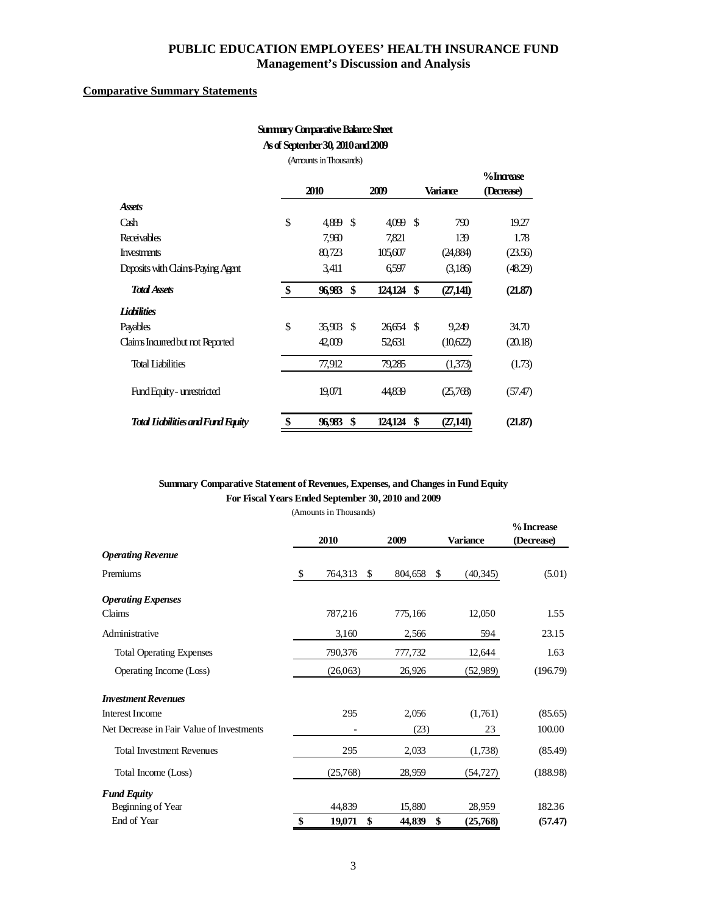# PUBLIC EDUCATION EMPLOYEES' HEALTH INSURANCE FUND
## Management's Discussion and Analysis

**Comparative Summary Statements**

**Summary Comparative Balance Sheet**
**As of September 30, 2010 and 2009**
(Amounts in Thousands)

| | 2010 | 2009 | Variance | % Increase (Decrease) |
|---|---|---|---|---|
| ***Assets*** | | | | |
| Cash | $ 4,889 | $ 4,099 | $ 790 | 19.27 |
| Receivables | 7,960 | 7,821 | 139 | 1.78 |
| Investments | 80,723 | 105,607 | (24,884) | (23.56) |
| Deposits with Claims-Paying Agent | 3,411 | 6,597 | (3,186) | (48.29) |
| ***Total Assets*** | **$ 96,983** | **$ 124,124** | **$ (27,141)** | **(21.87)** |
| ***Liabilities*** | | | | |
| Payables | $ 35,903 | $ 26,654 | $ 9,249 | 34.70 |
| Claims Incurred but not Reported | 42,009 | 52,631 | (10,622) | (20.18) |
| Total Liabilities | 77,912 | 79,285 | (1,373) | (1.73) |
| Fund Equity - unrestricted | 19,071 | 44,839 | (25,768) | (57.47) |
| ***Total Liabilities and Fund Equity*** | **$ 96,983** | **$ 124,124** | **$ (27,141)** | **(21.87)** |

**Summary Comparative Statement of Revenues, Expenses, and Changes in Fund Equity**
**For Fiscal Years Ended September 30, 2010 and 2009**
(Amounts in Thousands)

| | 2010 | 2009 | Variance | % Increase (Decrease) |
|---|---|---|---|---|
| ***Operating Revenue*** | | | | |
| Premiums | $ 764,313 | $ 804,658 | $ (40,345) | (5.01) |
| ***Operating Expenses*** | | | | |
| Claims | 787,216 | 775,166 | 12,050 | 1.55 |
| Administrative | 3,160 | 2,566 | 594 | 23.15 |
| Total Operating Expenses | 790,376 | 777,732 | 12,644 | 1.63 |
| Operating Income (Loss) | (26,063) | 26,926 | (52,989) | (196.79) |
| ***Investment Revenues*** | | | | |
| Interest Income | 295 | 2,056 | (1,761) | (85.65) |
| Net Decrease in Fair Value of Investments | - | (23) | 23 | 100.00 |
| Total Investment Revenues | 295 | 2,033 | (1,738) | (85.49) |
| Total Income (Loss) | (25,768) | 28,959 | (54,727) | (188.98) |
| ***Fund Equity*** | | | | |
| Beginning of Year | 44,839 | 15,880 | 28,959 | 182.36 |
| End of Year | **$ 19,071** | **$ 44,839** | **$ (25,768)** | **(57.47)** |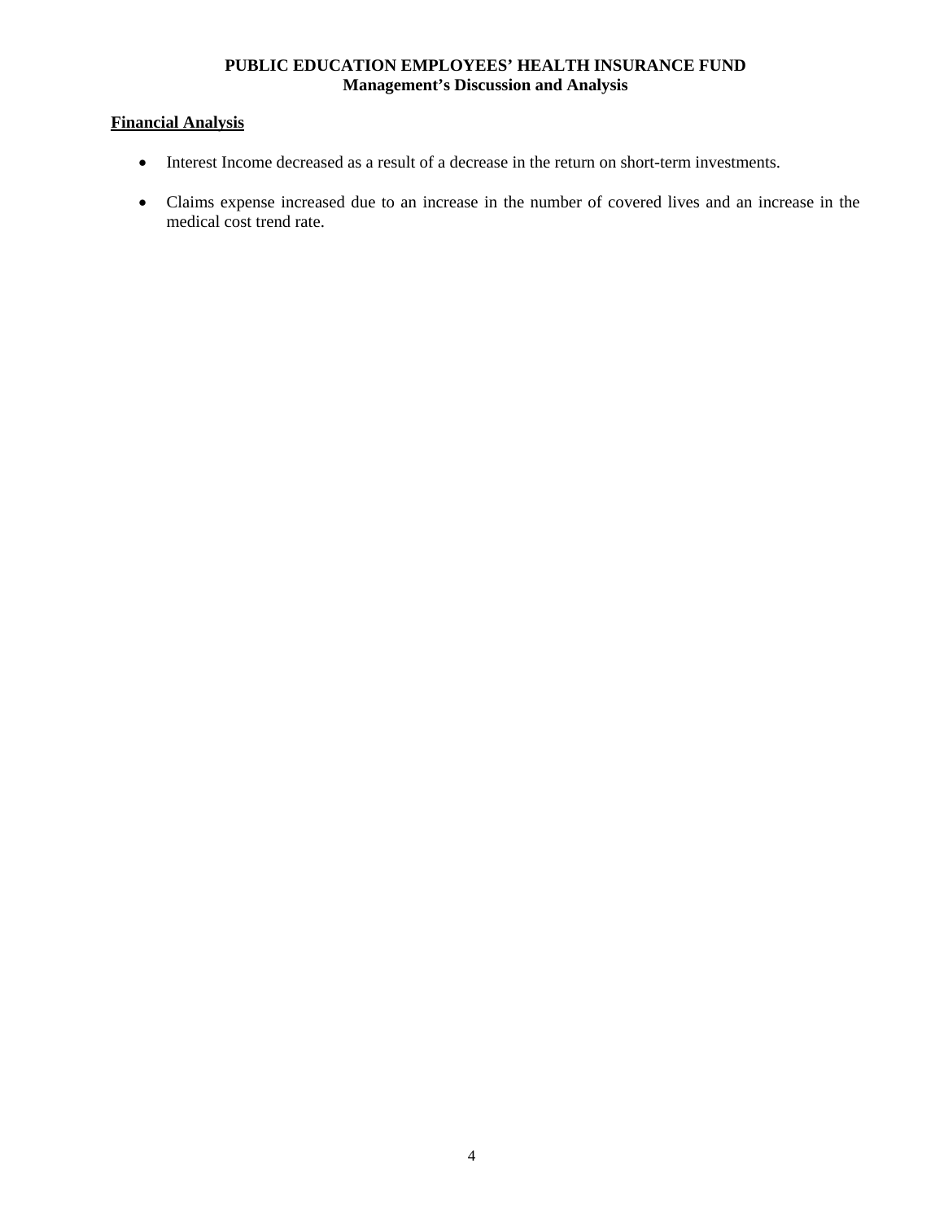# PUBLIC EDUCATION EMPLOYEES' HEALTH INSURANCE FUND
## Management's Discussion and Analysis

### Financial Analysis

- Interest Income decreased as a result of a decrease in the return on short-term investments.
- Claims expense increased due to an increase in the number of covered lives and an increase in the medical cost trend rate.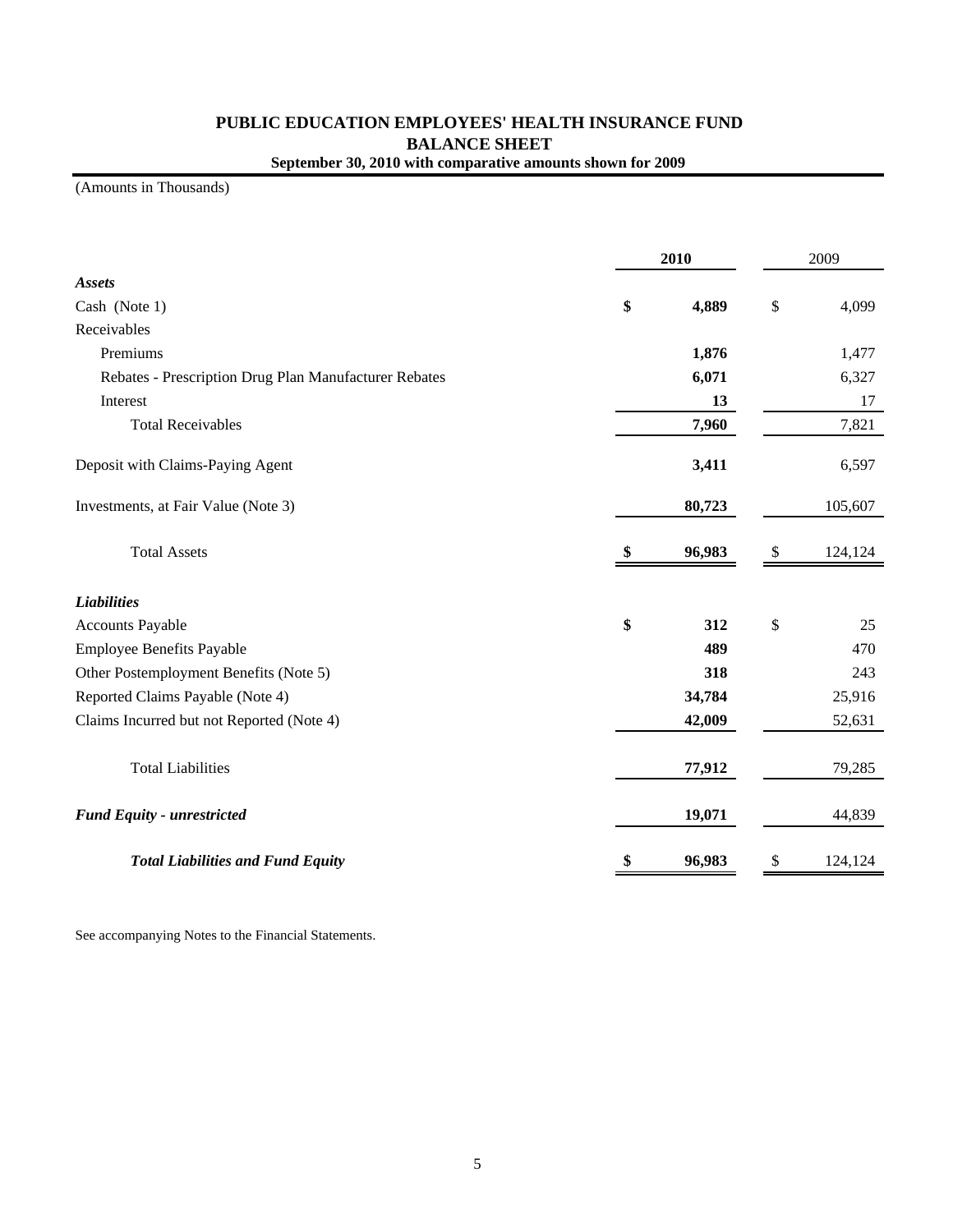# PUBLIC EDUCATION EMPLOYEES' HEALTH INSURANCE FUND

## BALANCE SHEET

**September 30, 2010 with comparative amounts shown for 2009**

(Amounts in Thousands)

| | **2010** | 2009 |
|---|---|---|
| ***Assets*** | | |
| Cash (Note 1) | **$ 4,889** | $ 4,099 |
| Receivables | | |
| Premiums | **1,876** | 1,477 |
| Rebates - Prescription Drug Plan Manufacturer Rebates | **6,071** | 6,327 |
| Interest | **13** | 17 |
| Total Receivables | **7,960** | 7,821 |
| Deposit with Claims-Paying Agent | **3,411** | 6,597 |
| Investments, at Fair Value (Note 3) | **80,723** | 105,607 |
| Total Assets | **$ 96,983** | $ 124,124 |
| ***Liabilities*** | | |
| Accounts Payable | **$ 312** | $ 25 |
| Employee Benefits Payable | **489** | 470 |
| Other Postemployment Benefits (Note 5) | **318** | 243 |
| Reported Claims Payable (Note 4) | **34,784** | 25,916 |
| Claims Incurred but not Reported (Note 4) | **42,009** | 52,631 |
| Total Liabilities | **77,912** | 79,285 |
| ***Fund Equity - unrestricted*** | **19,071** | 44,839 |
| ***Total Liabilities and Fund Equity*** | **$ 96,983** | $ 124,124 |

See accompanying Notes to the Financial Statements.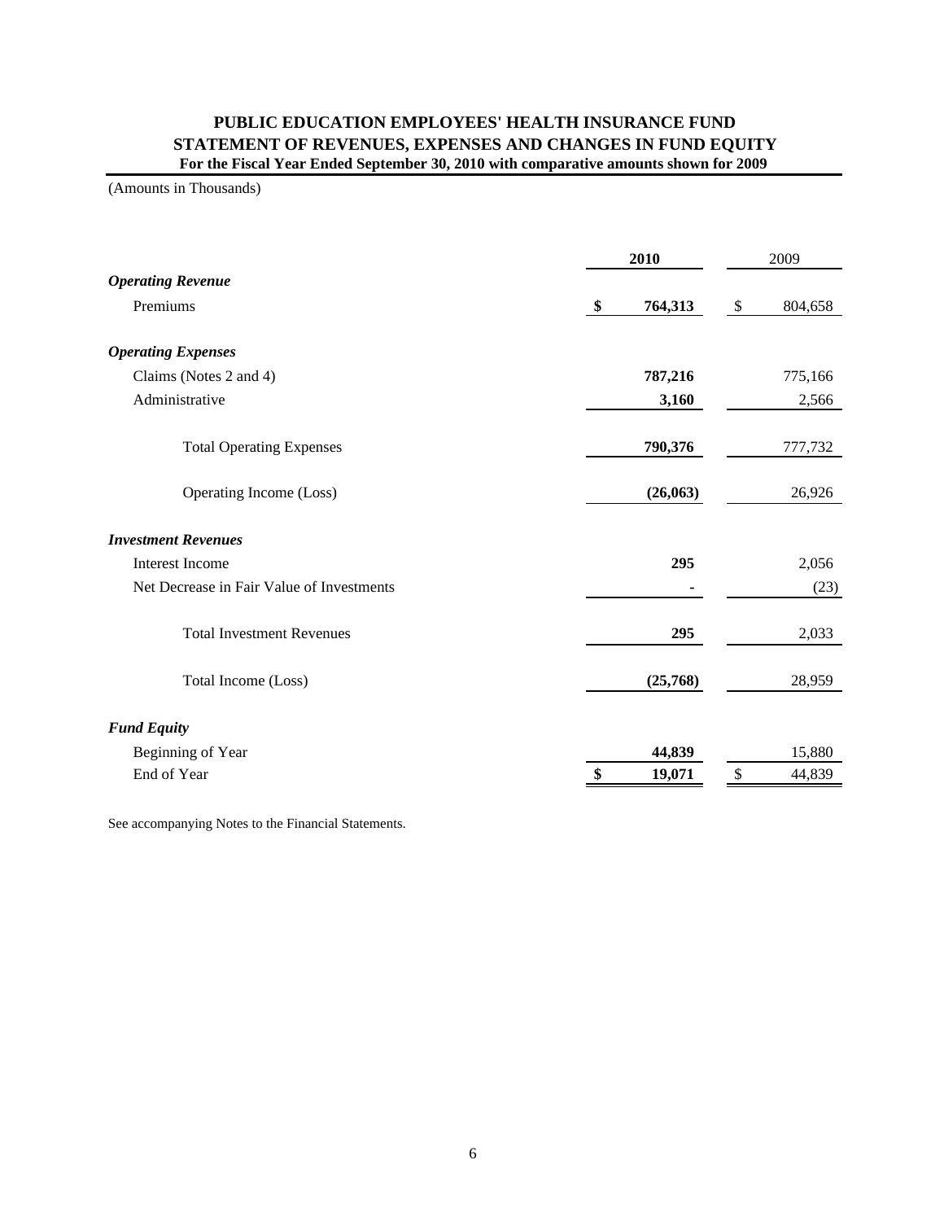**PUBLIC EDUCATION EMPLOYEES' HEALTH INSURANCE FUND**
**STATEMENT OF REVENUES, EXPENSES AND CHANGES IN FUND EQUITY**
**For the Fiscal Year Ended September 30, 2010 with comparative amounts shown for 2009**

(Amounts in Thousands)

| | 2010 | 2009 |
|---|---|---|
| ***Operating Revenue*** | | |
| Premiums | **$ 764,313** | $ 804,658 |
| ***Operating Expenses*** | | |
| Claims (Notes 2 and 4) | **787,216** | 775,166 |
| Administrative | **3,160** | 2,566 |
| Total Operating Expenses | **790,376** | 777,732 |
| Operating Income (Loss) | **(26,063)** | 26,926 |
| ***Investment Revenues*** | | |
| Interest Income | **295** | 2,056 |
| Net Decrease in Fair Value of Investments | **-** | (23) |
| Total Investment Revenues | **295** | 2,033 |
| Total Income (Loss) | **(25,768)** | 28,959 |
| ***Fund Equity*** | | |
| Beginning of Year | **44,839** | 15,880 |
| End of Year | **$ 19,071** | $ 44,839 |

See accompanying Notes to the Financial Statements.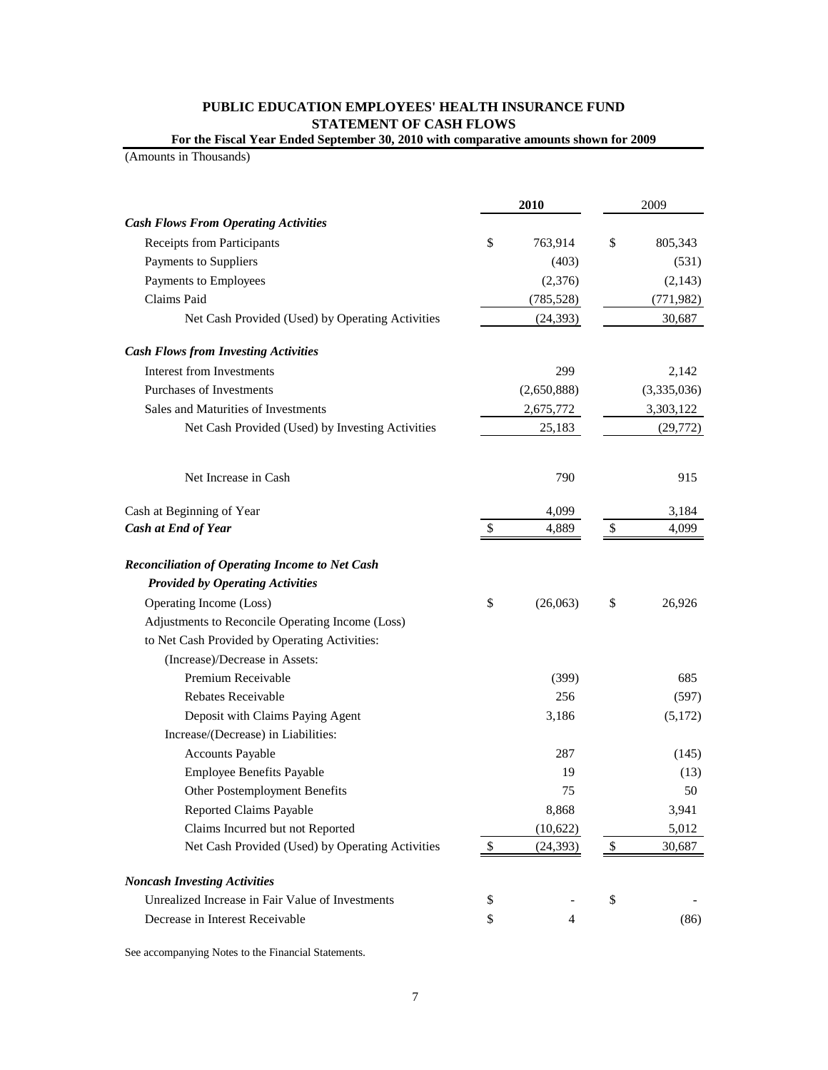# PUBLIC EDUCATION EMPLOYEES' HEALTH INSURANCE FUND
## STATEMENT OF CASH FLOWS
### For the Fiscal Year Ended September 30, 2010 with comparative amounts shown for 2009

(Amounts in Thousands)

| | 2010 | 2009 |
|---|---|---|
| ***Cash Flows From Operating Activities*** | | |
| Receipts from Participants | $ 763,914 | $ 805,343 |
| Payments to Suppliers | (403) | (531) |
| Payments to Employees | (2,376) | (2,143) |
| Claims Paid | (785,528) | (771,982) |
| Net Cash Provided (Used) by Operating Activities | (24,393) | 30,687 |
| ***Cash Flows from Investing Activities*** | | |
| Interest from Investments | 299 | 2,142 |
| Purchases of Investments | (2,650,888) | (3,335,036) |
| Sales and Maturities of Investments | 2,675,772 | 3,303,122 |
| Net Cash Provided (Used) by Investing Activities | 25,183 | (29,772) |
| Net Increase in Cash | 790 | 915 |
| Cash at Beginning of Year | 4,099 | 3,184 |
| ***Cash at End of Year*** | $ 4,889 | $ 4,099 |
| ***Reconciliation of Operating Income to Net Cash Provided by Operating Activities*** | | |
| Operating Income (Loss) | $ (26,063) | $ 26,926 |
| Adjustments to Reconcile Operating Income (Loss) to Net Cash Provided by Operating Activities: | | |
| (Increase)/Decrease in Assets: | | |
| Premium Receivable | (399) | 685 |
| Rebates Receivable | 256 | (597) |
| Deposit with Claims Paying Agent | 3,186 | (5,172) |
| Increase/(Decrease) in Liabilities: | | |
| Accounts Payable | 287 | (145) |
| Employee Benefits Payable | 19 | (13) |
| Other Postemployment Benefits | 75 | 50 |
| Reported Claims Payable | 8,868 | 3,941 |
| Claims Incurred but not Reported | (10,622) | 5,012 |
| Net Cash Provided (Used) by Operating Activities | $ (24,393) | $ 30,687 |
| ***Noncash Investing Activities*** | | |
| Unrealized Increase in Fair Value of Investments | $ - | $ - |
| Decrease in Interest Receivable | $ 4 | (86) |

See accompanying Notes to the Financial Statements.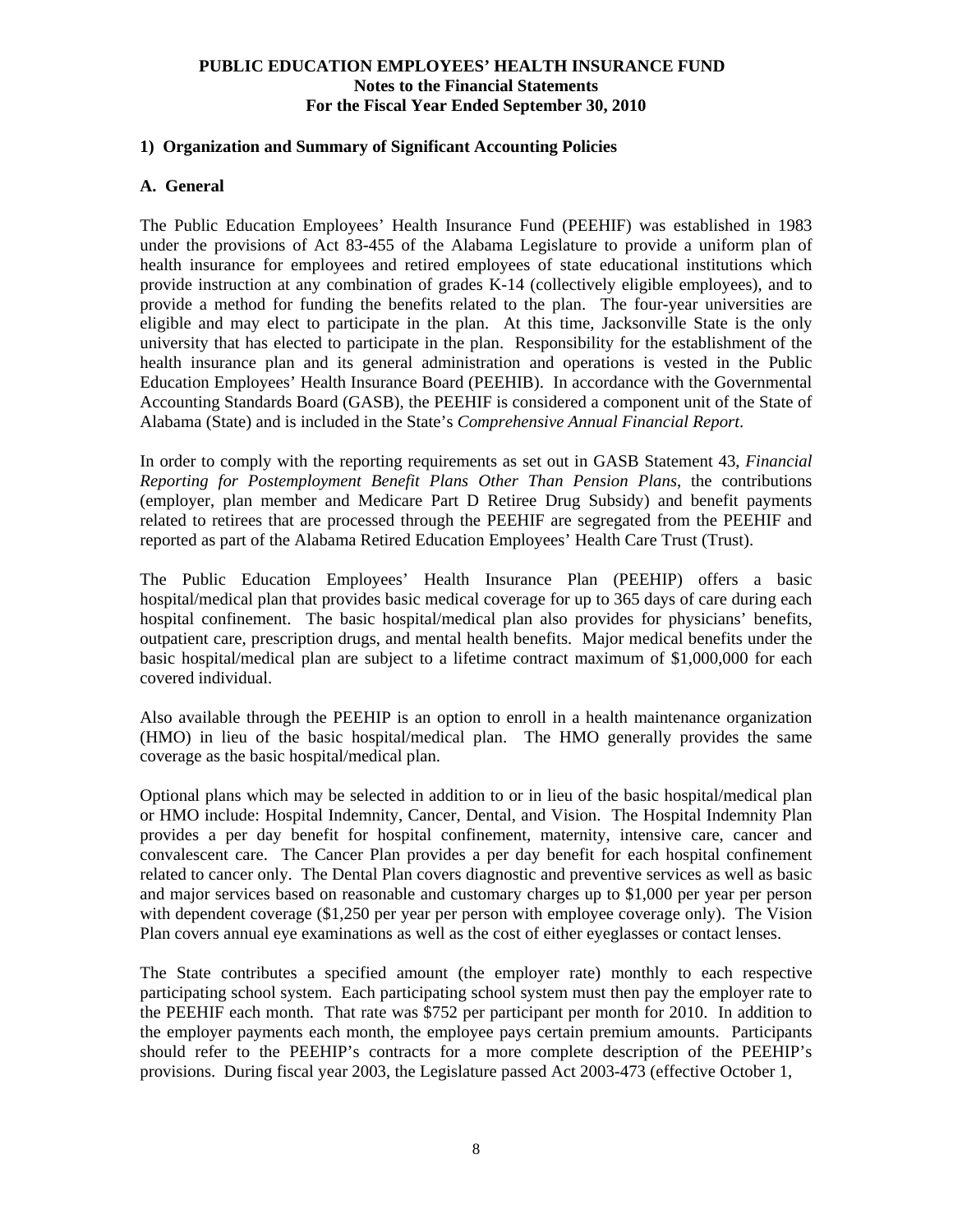**PUBLIC EDUCATION EMPLOYEES' HEALTH INSURANCE FUND**
**Notes to the Financial Statements**
**For the Fiscal Year Ended September 30, 2010**

## 1) Organization and Summary of Significant Accounting Policies

### A. General

The Public Education Employees' Health Insurance Fund (PEEHIF) was established in 1983 under the provisions of Act 83-455 of the Alabama Legislature to provide a uniform plan of health insurance for employees and retired employees of state educational institutions which provide instruction at any combination of grades K-14 (collectively eligible employees), and to provide a method for funding the benefits related to the plan. The four-year universities are eligible and may elect to participate in the plan. At this time, Jacksonville State is the only university that has elected to participate in the plan. Responsibility for the establishment of the health insurance plan and its general administration and operations is vested in the Public Education Employees' Health Insurance Board (PEEHIB). In accordance with the Governmental Accounting Standards Board (GASB), the PEEHIF is considered a component unit of the State of Alabama (State) and is included in the State's *Comprehensive Annual Financial Report*.

In order to comply with the reporting requirements as set out in GASB Statement 43, *Financial Reporting for Postemployment Benefit Plans Other Than Pension Plans*, the contributions (employer, plan member and Medicare Part D Retiree Drug Subsidy) and benefit payments related to retirees that are processed through the PEEHIF are segregated from the PEEHIF and reported as part of the Alabama Retired Education Employees' Health Care Trust (Trust).

The Public Education Employees' Health Insurance Plan (PEEHIP) offers a basic hospital/medical plan that provides basic medical coverage for up to 365 days of care during each hospital confinement. The basic hospital/medical plan also provides for physicians' benefits, outpatient care, prescription drugs, and mental health benefits. Major medical benefits under the basic hospital/medical plan are subject to a lifetime contract maximum of $1,000,000 for each covered individual.

Also available through the PEEHIP is an option to enroll in a health maintenance organization (HMO) in lieu of the basic hospital/medical plan. The HMO generally provides the same coverage as the basic hospital/medical plan.

Optional plans which may be selected in addition to or in lieu of the basic hospital/medical plan or HMO include: Hospital Indemnity, Cancer, Dental, and Vision. The Hospital Indemnity Plan provides a per day benefit for hospital confinement, maternity, intensive care, cancer and convalescent care. The Cancer Plan provides a per day benefit for each hospital confinement related to cancer only. The Dental Plan covers diagnostic and preventive services as well as basic and major services based on reasonable and customary charges up to $1,000 per year per person with dependent coverage ($1,250 per year per person with employee coverage only). The Vision Plan covers annual eye examinations as well as the cost of either eyeglasses or contact lenses.

The State contributes a specified amount (the employer rate) monthly to each respective participating school system. Each participating school system must then pay the employer rate to the PEEHIF each month. That rate was $752 per participant per month for 2010. In addition to the employer payments each month, the employee pays certain premium amounts. Participants should refer to the PEEHIP's contracts for a more complete description of the PEEHIP's provisions. During fiscal year 2003, the Legislature passed Act 2003-473 (effective October 1,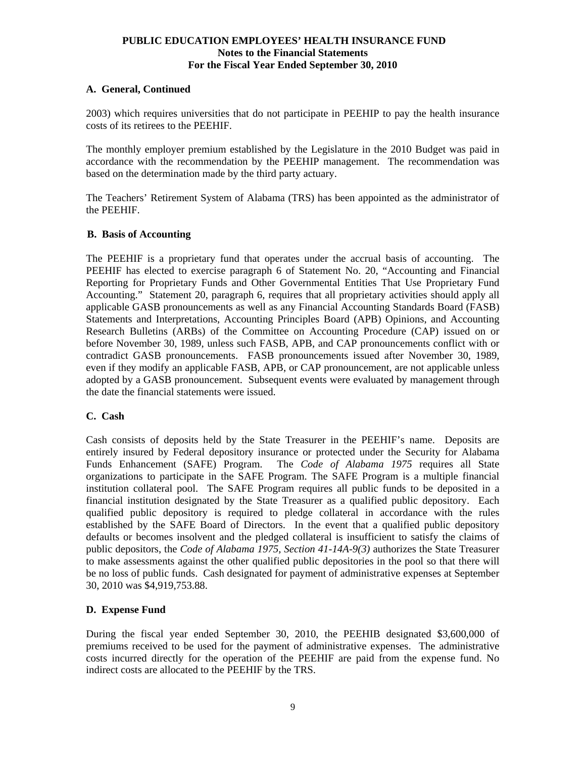## A. General, Continued

2003) which requires universities that do not participate in PEEHIP to pay the health insurance costs of its retirees to the PEEHIF.

The monthly employer premium established by the Legislature in the 2010 Budget was paid in accordance with the recommendation by the PEEHIP management. The recommendation was based on the determination made by the third party actuary.

The Teachers' Retirement System of Alabama (TRS) has been appointed as the administrator of the PEEHIF.

## B. Basis of Accounting

The PEEHIF is a proprietary fund that operates under the accrual basis of accounting. The PEEHIF has elected to exercise paragraph 6 of Statement No. 20, "Accounting and Financial Reporting for Proprietary Funds and Other Governmental Entities That Use Proprietary Fund Accounting." Statement 20, paragraph 6, requires that all proprietary activities should apply all applicable GASB pronouncements as well as any Financial Accounting Standards Board (FASB) Statements and Interpretations, Accounting Principles Board (APB) Opinions, and Accounting Research Bulletins (ARBs) of the Committee on Accounting Procedure (CAP) issued on or before November 30, 1989, unless such FASB, APB, and CAP pronouncements conflict with or contradict GASB pronouncements. FASB pronouncements issued after November 30, 1989, even if they modify an applicable FASB, APB, or CAP pronouncement, are not applicable unless adopted by a GASB pronouncement. Subsequent events were evaluated by management through the date the financial statements were issued.

## C. Cash

Cash consists of deposits held by the State Treasurer in the PEEHIF's name. Deposits are entirely insured by Federal depository insurance or protected under the Security for Alabama Funds Enhancement (SAFE) Program. The *Code of Alabama 1975* requires all State organizations to participate in the SAFE Program. The SAFE Program is a multiple financial institution collateral pool. The SAFE Program requires all public funds to be deposited in a financial institution designated by the State Treasurer as a qualified public depository. Each qualified public depository is required to pledge collateral in accordance with the rules established by the SAFE Board of Directors. In the event that a qualified public depository defaults or becomes insolvent and the pledged collateral is insufficient to satisfy the claims of public depositors, the *Code of Alabama 1975, Section 41-14A-9(3)* authorizes the State Treasurer to make assessments against the other qualified public depositories in the pool so that there will be no loss of public funds. Cash designated for payment of administrative expenses at September 30, 2010 was $4,919,753.88.

## D. Expense Fund

During the fiscal year ended September 30, 2010, the PEEHIB designated $3,600,000 of premiums received to be used for the payment of administrative expenses. The administrative costs incurred directly for the operation of the PEEHIF are paid from the expense fund. No indirect costs are allocated to the PEEHIF by the TRS.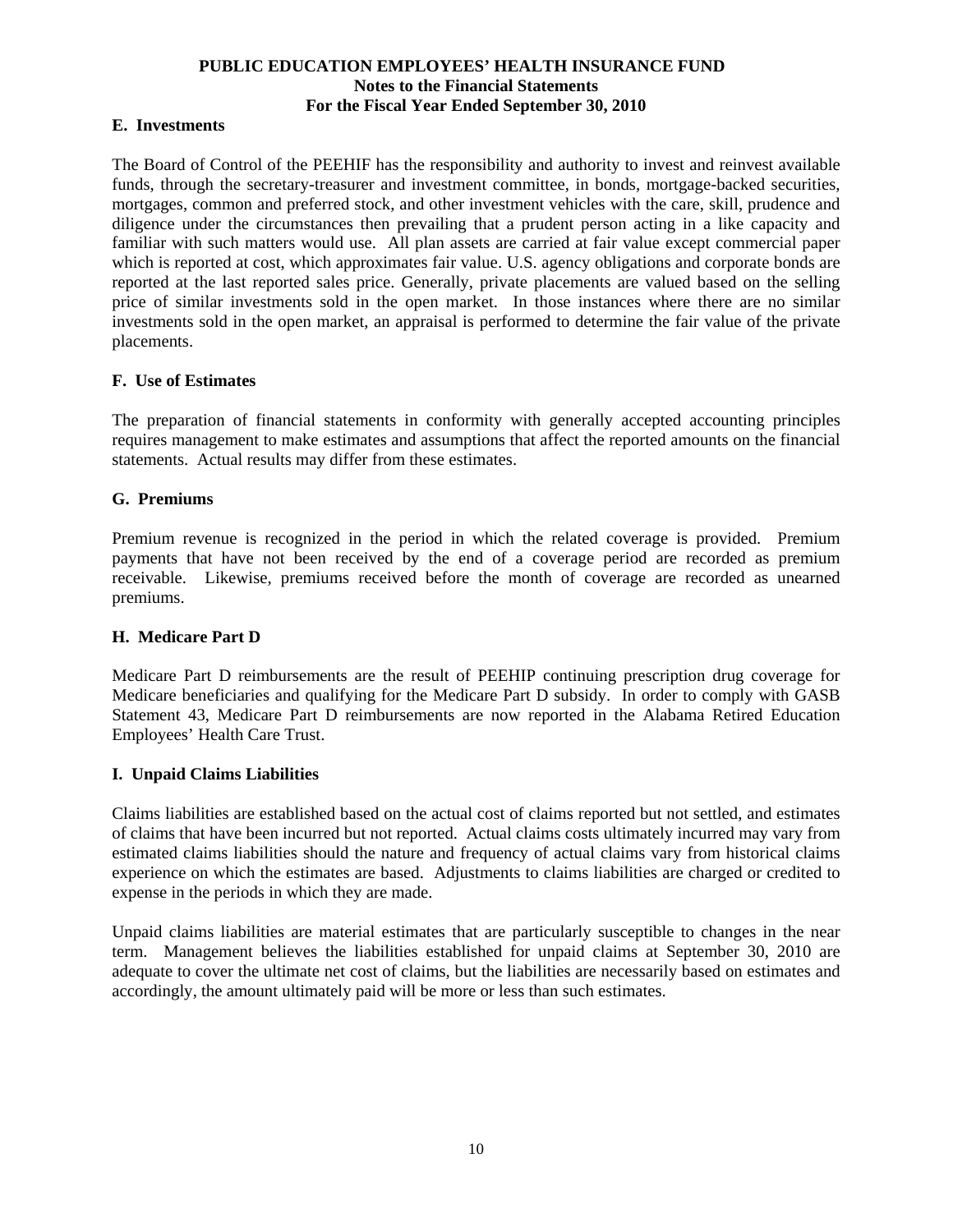### E. Investments

The Board of Control of the PEEHIF has the responsibility and authority to invest and reinvest available funds, through the secretary-treasurer and investment committee, in bonds, mortgage-backed securities, mortgages, common and preferred stock, and other investment vehicles with the care, skill, prudence and diligence under the circumstances then prevailing that a prudent person acting in a like capacity and familiar with such matters would use. All plan assets are carried at fair value except commercial paper which is reported at cost, which approximates fair value. U.S. agency obligations and corporate bonds are reported at the last reported sales price. Generally, private placements are valued based on the selling price of similar investments sold in the open market. In those instances where there are no similar investments sold in the open market, an appraisal is performed to determine the fair value of the private placements.

### F. Use of Estimates

The preparation of financial statements in conformity with generally accepted accounting principles requires management to make estimates and assumptions that affect the reported amounts on the financial statements. Actual results may differ from these estimates.

### G. Premiums

Premium revenue is recognized in the period in which the related coverage is provided. Premium payments that have not been received by the end of a coverage period are recorded as premium receivable. Likewise, premiums received before the month of coverage are recorded as unearned premiums.

### H. Medicare Part D

Medicare Part D reimbursements are the result of PEEHIP continuing prescription drug coverage for Medicare beneficiaries and qualifying for the Medicare Part D subsidy. In order to comply with GASB Statement 43, Medicare Part D reimbursements are now reported in the Alabama Retired Education Employees' Health Care Trust.

### I. Unpaid Claims Liabilities

Claims liabilities are established based on the actual cost of claims reported but not settled, and estimates of claims that have been incurred but not reported. Actual claims costs ultimately incurred may vary from estimated claims liabilities should the nature and frequency of actual claims vary from historical claims experience on which the estimates are based. Adjustments to claims liabilities are charged or credited to expense in the periods in which they are made.

Unpaid claims liabilities are material estimates that are particularly susceptible to changes in the near term. Management believes the liabilities established for unpaid claims at September 30, 2010 are adequate to cover the ultimate net cost of claims, but the liabilities are necessarily based on estimates and accordingly, the amount ultimately paid will be more or less than such estimates.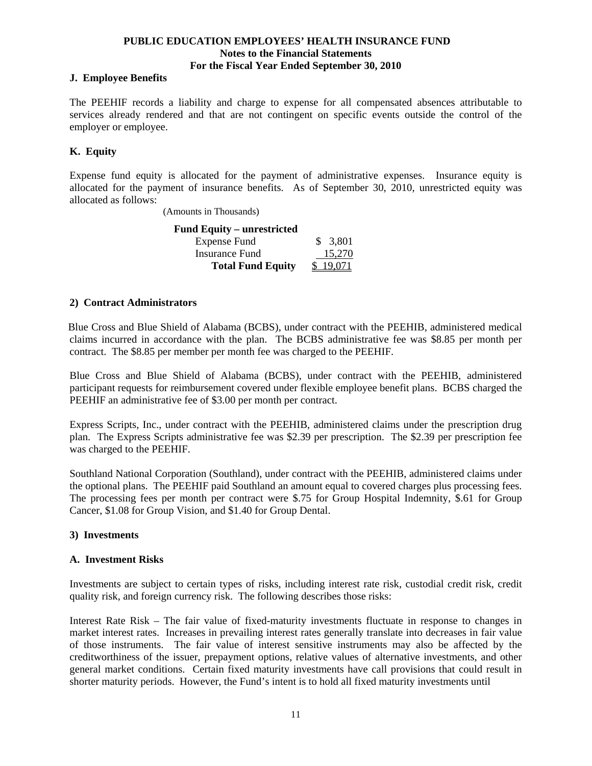### J. Employee Benefits

The PEEHIF records a liability and charge to expense for all compensated absences attributable to services already rendered and that are not contingent on specific events outside the control of the employer or employee.

### K. Equity

Expense fund equity is allocated for the payment of administrative expenses. Insurance equity is allocated for the payment of insurance benefits. As of September 30, 2010, unrestricted equity was allocated as follows:

(Amounts in Thousands)

| **Fund Equity – unrestricted** | |
|---|---|
| Expense Fund | $ 3,801 |
| Insurance Fund | 15,270 |
| **Total Fund Equity** | $ 19,071 |

## 2) Contract Administrators

Blue Cross and Blue Shield of Alabama (BCBS), under contract with the PEEHIB, administered medical claims incurred in accordance with the plan. The BCBS administrative fee was $8.85 per month per contract. The $8.85 per member per month fee was charged to the PEEHIF.

Blue Cross and Blue Shield of Alabama (BCBS), under contract with the PEEHIB, administered participant requests for reimbursement covered under flexible employee benefit plans. BCBS charged the PEEHIF an administrative fee of $3.00 per month per contract.

Express Scripts, Inc., under contract with the PEEHIB, administered claims under the prescription drug plan. The Express Scripts administrative fee was $2.39 per prescription. The $2.39 per prescription fee was charged to the PEEHIF.

Southland National Corporation (Southland), under contract with the PEEHIB, administered claims under the optional plans. The PEEHIF paid Southland an amount equal to covered charges plus processing fees. The processing fees per month per contract were $.75 for Group Hospital Indemnity, $.61 for Group Cancer, $1.08 for Group Vision, and $1.40 for Group Dental.

## 3) Investments

### A. Investment Risks

Investments are subject to certain types of risks, including interest rate risk, custodial credit risk, credit quality risk, and foreign currency risk. The following describes those risks:

Interest Rate Risk – The fair value of fixed-maturity investments fluctuate in response to changes in market interest rates. Increases in prevailing interest rates generally translate into decreases in fair value of those instruments. The fair value of interest sensitive instruments may also be affected by the creditworthiness of the issuer, prepayment options, relative values of alternative investments, and other general market conditions. Certain fixed maturity investments have call provisions that could result in shorter maturity periods. However, the Fund's intent is to hold all fixed maturity investments until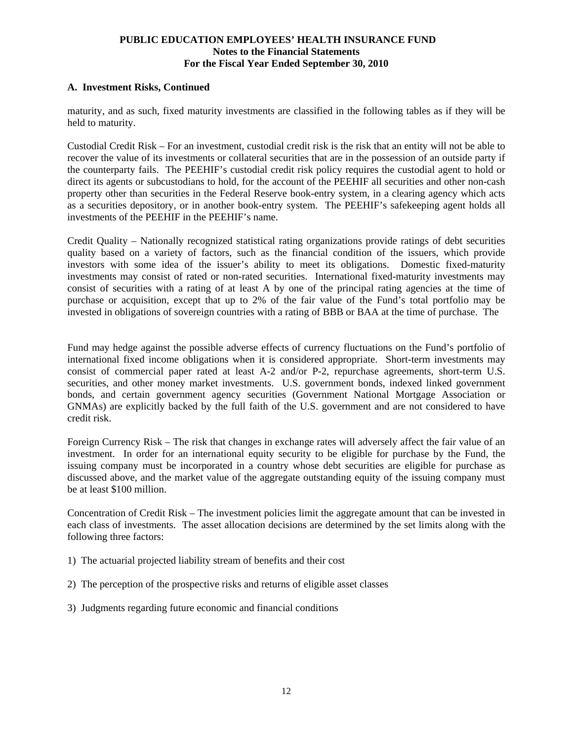### A. Investment Risks, Continued

maturity, and as such, fixed maturity investments are classified in the following tables as if they will be held to maturity.

Custodial Credit Risk – For an investment, custodial credit risk is the risk that an entity will not be able to recover the value of its investments or collateral securities that are in the possession of an outside party if the counterparty fails. The PEEHIF's custodial credit risk policy requires the custodial agent to hold or direct its agents or subcustodians to hold, for the account of the PEEHIF all securities and other non-cash property other than securities in the Federal Reserve book-entry system, in a clearing agency which acts as a securities depository, or in another book-entry system. The PEEHIF's safekeeping agent holds all investments of the PEEHIF in the PEEHIF's name.

Credit Quality – Nationally recognized statistical rating organizations provide ratings of debt securities quality based on a variety of factors, such as the financial condition of the issuers, which provide investors with some idea of the issuer's ability to meet its obligations. Domestic fixed-maturity investments may consist of rated or non-rated securities. International fixed-maturity investments may consist of securities with a rating of at least A by one of the principal rating agencies at the time of purchase or acquisition, except that up to 2% of the fair value of the Fund's total portfolio may be invested in obligations of sovereign countries with a rating of BBB or BAA at the time of purchase. The Fund may hedge against the possible adverse effects of currency fluctuations on the Fund's portfolio of international fixed income obligations when it is considered appropriate. Short-term investments may consist of commercial paper rated at least A-2 and/or P-2, repurchase agreements, short-term U.S. securities, and other money market investments. U.S. government bonds, indexed linked government bonds, and certain government agency securities (Government National Mortgage Association or GNMAs) are explicitly backed by the full faith of the U.S. government and are not considered to have credit risk.

Foreign Currency Risk – The risk that changes in exchange rates will adversely affect the fair value of an investment. In order for an international equity security to be eligible for purchase by the Fund, the issuing company must be incorporated in a country whose debt securities are eligible for purchase as discussed above, and the market value of the aggregate outstanding equity of the issuing company must be at least $100 million.

Concentration of Credit Risk – The investment policies limit the aggregate amount that can be invested in each class of investments. The asset allocation decisions are determined by the set limits along with the following three factors:

1) The actuarial projected liability stream of benefits and their cost

2) The perception of the prospective risks and returns of eligible asset classes

3) Judgments regarding future economic and financial conditions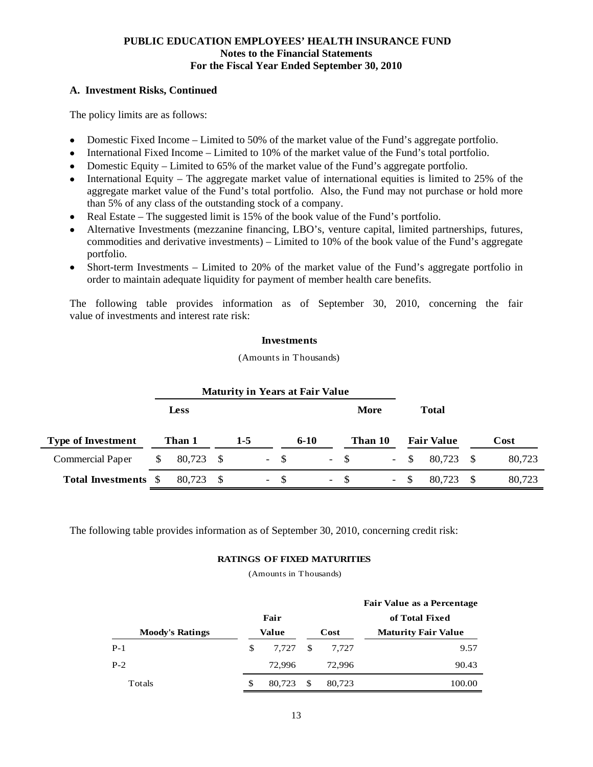**PUBLIC EDUCATION EMPLOYEES' HEALTH INSURANCE FUND**
**Notes to the Financial Statements**
**For the Fiscal Year Ended September 30, 2010**

### A. Investment Risks, Continued

The policy limits are as follows:

- Domestic Fixed Income – Limited to 50% of the market value of the Fund's aggregate portfolio.
- International Fixed Income – Limited to 10% of the market value of the Fund's total portfolio.
- Domestic Equity – Limited to 65% of the market value of the Fund's aggregate portfolio.
- International Equity – The aggregate market value of international equities is limited to 25% of the aggregate market value of the Fund's total portfolio. Also, the Fund may not purchase or hold more than 5% of any class of the outstanding stock of a company.
- Real Estate – The suggested limit is 15% of the book value of the Fund's portfolio.
- Alternative Investments (mezzanine financing, LBO's, venture capital, limited partnerships, futures, commodities and derivative investments) – Limited to 10% of the book value of the Fund's aggregate portfolio.
- Short-term Investments – Limited to 20% of the market value of the Fund's aggregate portfolio in order to maintain adequate liquidity for payment of member health care benefits.

The following table provides information as of September 30, 2010, concerning the fair value of investments and interest rate risk:

**Investments**

(Amounts in Thousands)

| | Maturity in Years at Fair Value | | | | | |
|---|---|---|---|---|---|---|
| **Type of Investment** | **Less Than 1** | **1-5** | **6-10** | **More Than 10** | **Total Fair Value** | **Cost** |
| Commercial Paper | $ 80,723 | $ - | $ - | $ - | $ 80,723 | $ 80,723 |
| **Total Investments** | $ 80,723 | $ - | $ - | $ - | $ 80,723 | $ 80,723 |

The following table provides information as of September 30, 2010, concerning credit risk:

**RATINGS OF FIXED MATURITIES**

(Amounts in Thousands)

| Moody's Ratings | Fair Value | Cost | Fair Value as a Percentage of Total Fixed Maturity Fair Value |
|---|---|---|---|
| P-1 | $ 7,727 | $ 7,727 | 9.57 |
| P-2 | 72,996 | 72,996 | 90.43 |
| Totals | $ 80,723 | $ 80,723 | 100.00 |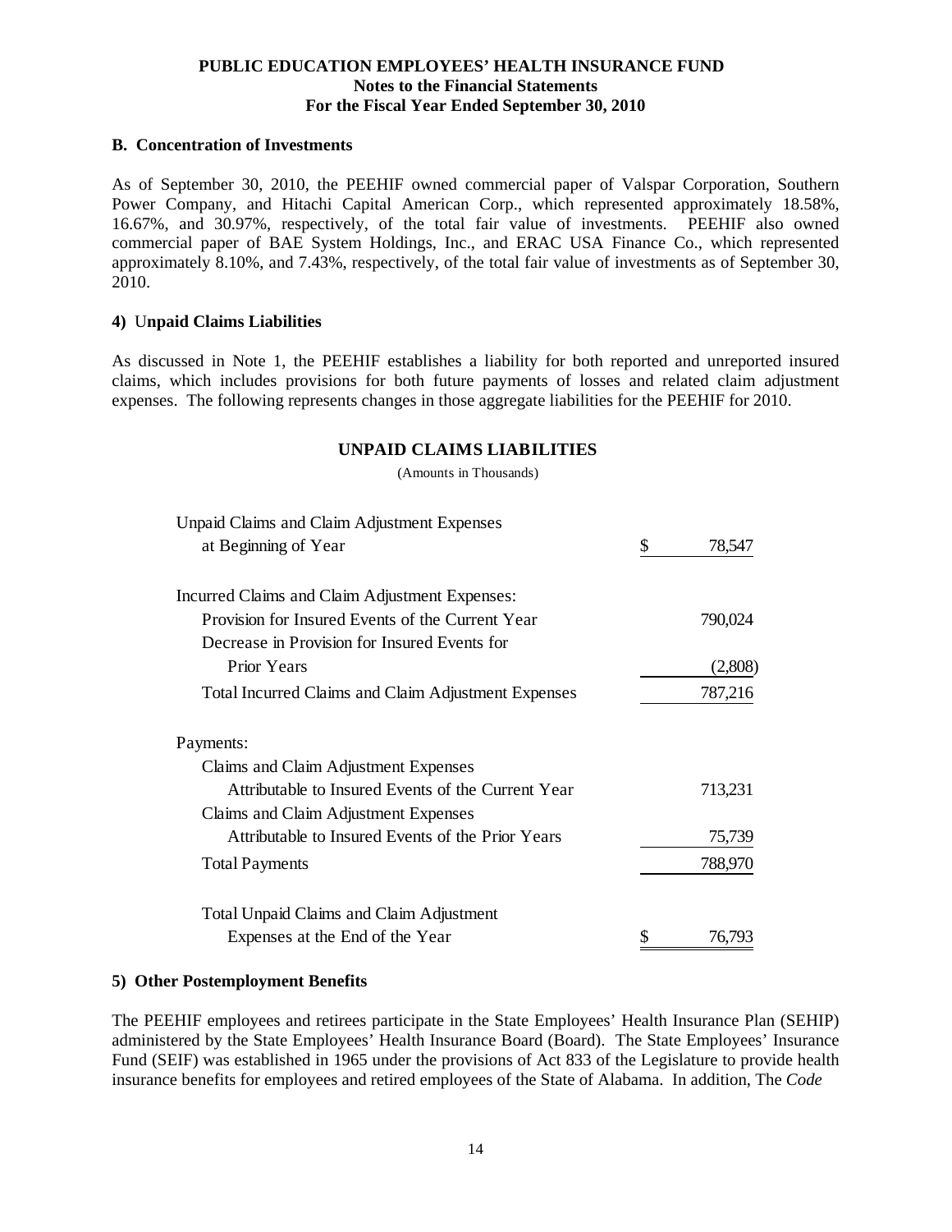## B. Concentration of Investments

As of September 30, 2010, the PEEHIF owned commercial paper of Valspar Corporation, Southern Power Company, and Hitachi Capital American Corp., which represented approximately 18.58%, 16.67%, and 30.97%, respectively, of the total fair value of investments. PEEHIF also owned commercial paper of BAE System Holdings, Inc., and ERAC USA Finance Co., which represented approximately 8.10%, and 7.43%, respectively, of the total fair value of investments as of September 30, 2010.

## 4) Unpaid Claims Liabilities

As discussed in Note 1, the PEEHIF establishes a liability for both reported and unreported insured claims, which includes provisions for both future payments of losses and related claim adjustment expenses. The following represents changes in those aggregate liabilities for the PEEHIF for 2010.

### UNPAID CLAIMS LIABILITIES

(Amounts in Thousands)

| | |
|---|---|
| Unpaid Claims and Claim Adjustment Expenses at Beginning of Year | $ 78,547 |
| Incurred Claims and Claim Adjustment Expenses: | |
| Provision for Insured Events of the Current Year | 790,024 |
| Decrease in Provision for Insured Events for Prior Years | (2,808) |
| Total Incurred Claims and Claim Adjustment Expenses | 787,216 |
| Payments: | |
| Claims and Claim Adjustment Expenses Attributable to Insured Events of the Current Year | 713,231 |
| Claims and Claim Adjustment Expenses Attributable to Insured Events of the Prior Years | 75,739 |
| Total Payments | 788,970 |
| Total Unpaid Claims and Claim Adjustment Expenses at the End of the Year | $ 76,793 |

## 5) Other Postemployment Benefits

The PEEHIF employees and retirees participate in the State Employees' Health Insurance Plan (SEHIP) administered by the State Employees' Health Insurance Board (Board). The State Employees' Insurance Fund (SEIF) was established in 1965 under the provisions of Act 833 of the Legislature to provide health insurance benefits for employees and retired employees of the State of Alabama. In addition, The *Code*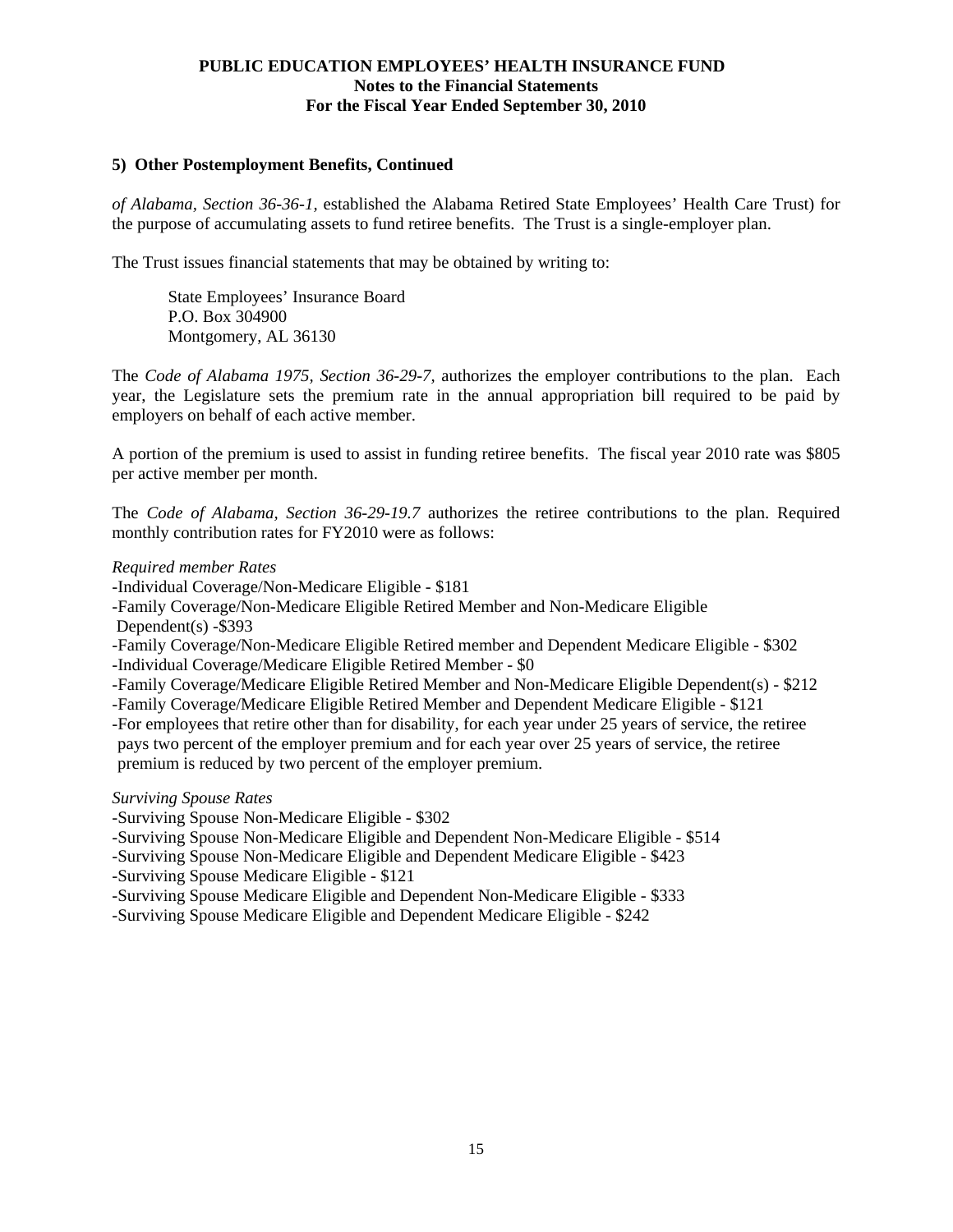### 5) Other Postemployment Benefits, Continued

*of Alabama, Section 36-36-1*, established the Alabama Retired State Employees' Health Care Trust) for the purpose of accumulating assets to fund retiree benefits. The Trust is a single-employer plan.

The Trust issues financial statements that may be obtained by writing to:

State Employees' Insurance Board
P.O. Box 304900
Montgomery, AL 36130

The *Code of Alabama 1975, Section 36-29-7,* authorizes the employer contributions to the plan. Each year, the Legislature sets the premium rate in the annual appropriation bill required to be paid by employers on behalf of each active member.

A portion of the premium is used to assist in funding retiree benefits. The fiscal year 2010 rate was $805 per active member per month.

The *Code of Alabama, Section 36-29-19.7* authorizes the retiree contributions to the plan. Required monthly contribution rates for FY2010 were as follows:

*Required member Rates*

-Individual Coverage/Non-Medicare Eligible - $181
-Family Coverage/Non-Medicare Eligible Retired Member and Non-Medicare Eligible Dependent(s) -$393
-Family Coverage/Non-Medicare Eligible Retired member and Dependent Medicare Eligible - $302
-Individual Coverage/Medicare Eligible Retired Member - $0
-Family Coverage/Medicare Eligible Retired Member and Non-Medicare Eligible Dependent(s) - $212
-Family Coverage/Medicare Eligible Retired Member and Dependent Medicare Eligible - $121
-For employees that retire other than for disability, for each year under 25 years of service, the retiree pays two percent of the employer premium and for each year over 25 years of service, the retiree premium is reduced by two percent of the employer premium.

*Surviving Spouse Rates*

-Surviving Spouse Non-Medicare Eligible - $302
-Surviving Spouse Non-Medicare Eligible and Dependent Non-Medicare Eligible - $514
-Surviving Spouse Non-Medicare Eligible and Dependent Medicare Eligible - $423
-Surviving Spouse Medicare Eligible - $121
-Surviving Spouse Medicare Eligible and Dependent Non-Medicare Eligible - $333
-Surviving Spouse Medicare Eligible and Dependent Medicare Eligible - $242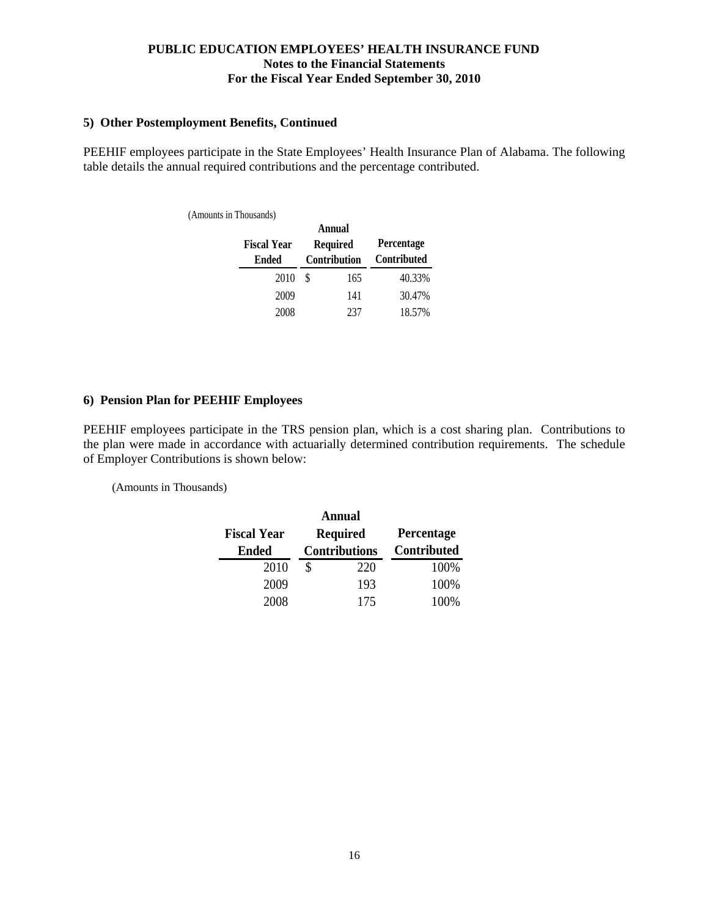## 5) Other Postemployment Benefits, Continued

PEEHIF employees participate in the State Employees' Health Insurance Plan of Alabama. The following table details the annual required contributions and the percentage contributed.

(Amounts in Thousands)

| Fiscal Year Ended | Annual Required Contribution | Percentage Contributed |
|---|---|---|
| 2010 | $ 165 | 40.33% |
| 2009 | 141 | 30.47% |
| 2008 | 237 | 18.57% |

## 6) Pension Plan for PEEHIF Employees

PEEHIF employees participate in the TRS pension plan, which is a cost sharing plan. Contributions to the plan were made in accordance with actuarially determined contribution requirements. The schedule of Employer Contributions is shown below:

(Amounts in Thousands)

| Fiscal Year Ended | Annual Required Contributions | Percentage Contributed |
|---|---|---|
| 2010 | $ 220 | 100% |
| 2009 | 193 | 100% |
| 2008 | 175 | 100% |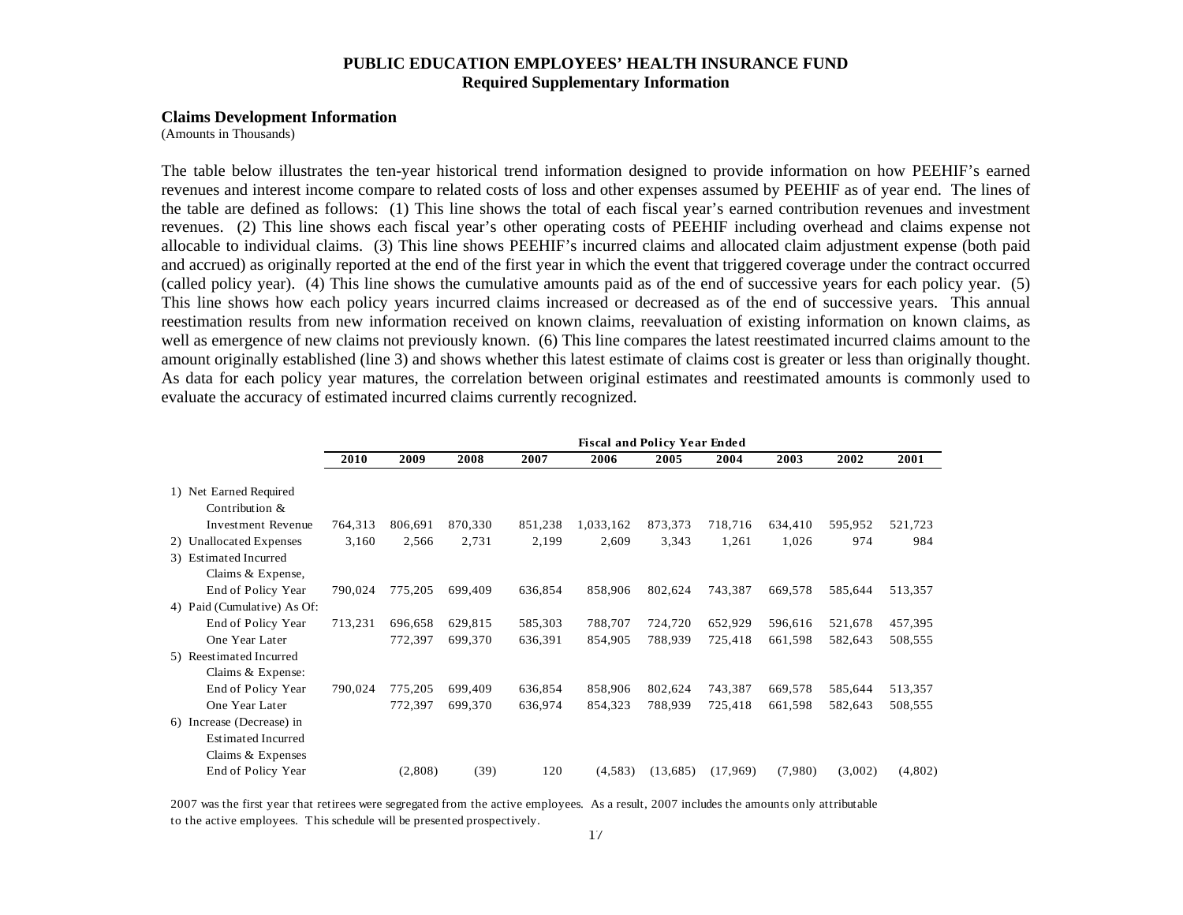**PUBLIC EDUCATION EMPLOYEES' HEALTH INSURANCE FUND**
**Required Supplementary Information**

## Claims Development Information

(Amounts in Thousands)

The table below illustrates the ten-year historical trend information designed to provide information on how PEEHIF's earned revenues and interest income compare to related costs of loss and other expenses assumed by PEEHIF as of year end. The lines of the table are defined as follows: (1) This line shows the total of each fiscal year's earned contribution revenues and investment revenues. (2) This line shows each fiscal year's other operating costs of PEEHIF including overhead and claims expense not allocable to individual claims. (3) This line shows PEEHIF's incurred claims and allocated claim adjustment expense (both paid and accrued) as originally reported at the end of the first year in which the event that triggered coverage under the contract occurred (called policy year). (4) This line shows the cumulative amounts paid as of the end of successive years for each policy year. (5) This line shows how each policy years incurred claims increased or decreased as of the end of successive years. This annual reestimation results from new information received on known claims, reevaluation of existing information on known claims, as well as emergence of new claims not previously known. (6) This line compares the latest reestimated incurred claims amount to the amount originally established (line 3) and shows whether this latest estimate of claims cost is greater or less than originally thought. As data for each policy year matures, the correlation between original estimates and reestimated amounts is commonly used to evaluate the accuracy of estimated incurred claims currently recognized.

| | Fiscal and Policy Year Ended | | | | | | | | | |
|---|---|---|---|---|---|---|---|---|---|---|
| | **2010** | **2009** | **2008** | **2007** | **2006** | **2005** | **2004** | **2003** | **2002** | **2001** |
| 1) Net Earned Required Contribution & Investment Revenue | 764,313 | 806,691 | 870,330 | 851,238 | 1,033,162 | 873,373 | 718,716 | 634,410 | 595,952 | 521,723 |
| 2) Unallocated Expenses | 3,160 | 2,566 | 2,731 | 2,199 | 2,609 | 3,343 | 1,261 | 1,026 | 974 | 984 |
| 3) Estimated Incurred Claims & Expense, End of Policy Year | 790,024 | 775,205 | 699,409 | 636,854 | 858,906 | 802,624 | 743,387 | 669,578 | 585,644 | 513,357 |
| 4) Paid (Cumulative) As Of: | | | | | | | | | | |
| End of Policy Year | 713,231 | 696,658 | 629,815 | 585,303 | 788,707 | 724,720 | 652,929 | 596,616 | 521,678 | 457,395 |
| One Year Later | | 772,397 | 699,370 | 636,391 | 854,905 | 788,939 | 725,418 | 661,598 | 582,643 | 508,555 |
| 5) Reestimated Incurred Claims & Expense: | | | | | | | | | | |
| End of Policy Year | 790,024 | 775,205 | 699,409 | 636,854 | 858,906 | 802,624 | 743,387 | 669,578 | 585,644 | 513,357 |
| One Year Later | | 772,397 | 699,370 | 636,974 | 854,323 | 788,939 | 725,418 | 661,598 | 582,643 | 508,555 |
| 6) Increase (Decrease) in Estimated Incurred Claims & Expenses End of Policy Year | | (2,808) | (39) | 120 | (4,583) | (13,685) | (17,969) | (7,980) | (3,002) | (4,802) |

2007 was the first year that retirees were segregated from the active employees. As a result, 2007 includes the amounts only attributable to the active employees. This schedule will be presented prospectively.